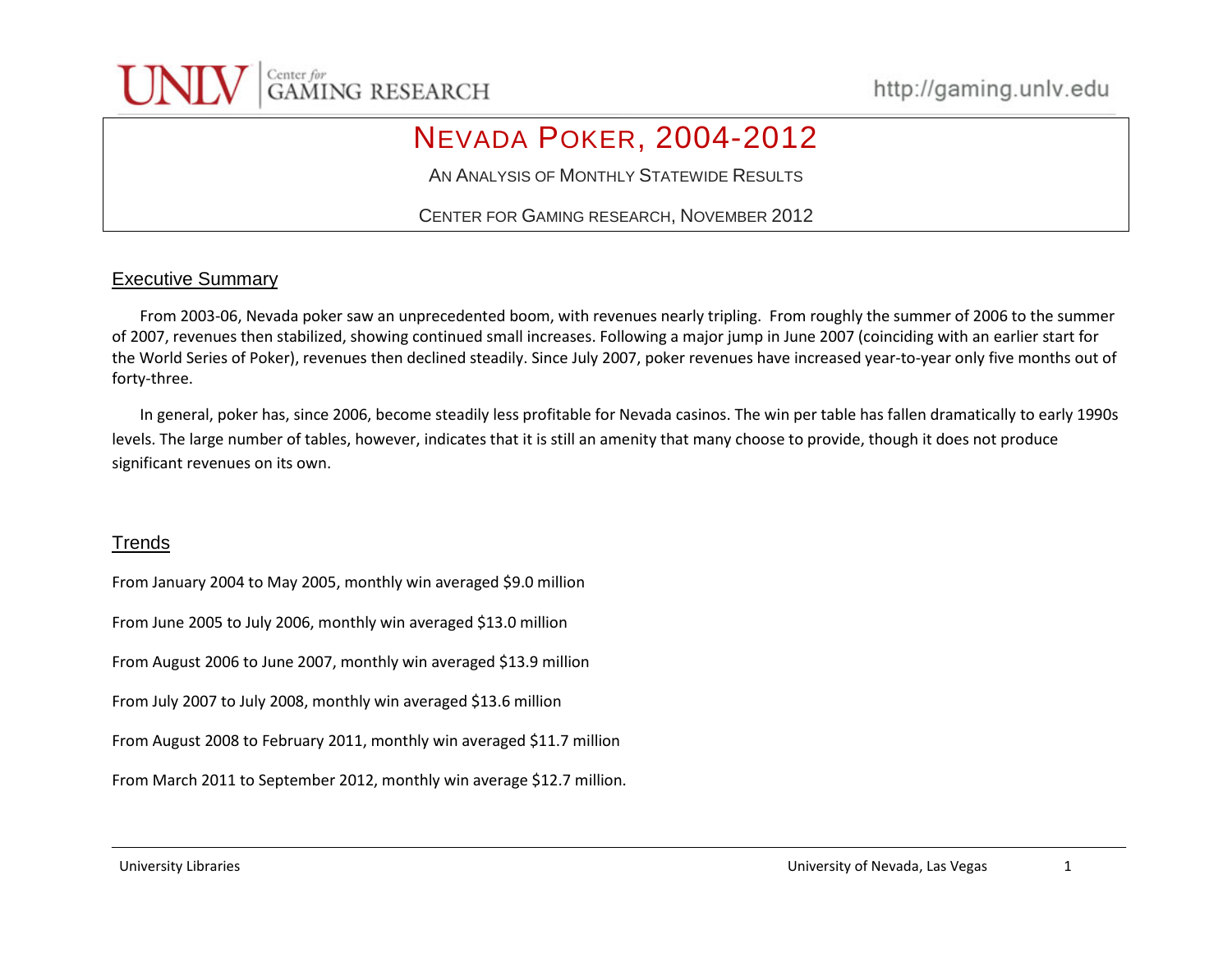# NEVADA POKER, 2004-2012

AN ANALYSIS OF MONTHLY STATEWIDE RESULTS

CENTER FOR GAMING RESEARCH, NOVEMBER 2012

## Executive Summary

From 2003-06, Nevada poker saw an unprecedented boom, with revenues nearly tripling. From roughly the summer of 2006 to the summer of 2007, revenues then stabilized, showing continued small increases. Following a major jump in June 2007 (coinciding with an earlier start for the World Series of Poker), revenues then declined steadily. Since July 2007, poker revenues have increased year-to-year only five months out of forty-three.

In general, poker has, since 2006, become steadily less profitable for Nevada casinos. The win per table has fallen dramatically to early 1990s levels. The large number of tables, however, indicates that it is still an amenity that many choose to provide, though it does not produce significant revenues on its own.

## Trends

From January 2004 to May 2005, monthly win averaged $9.0 million

From June 2005 to July 2006, monthly win averaged $13.0 million

From August 2006 to June 2007, monthly win averaged $13.9 million

From July 2007 to July 2008, monthly win averaged $13.6 million

From August 2008 to February 2011, monthly win averaged $11.7 million

From March 2011 to September 2012, monthly win average $12.7 million.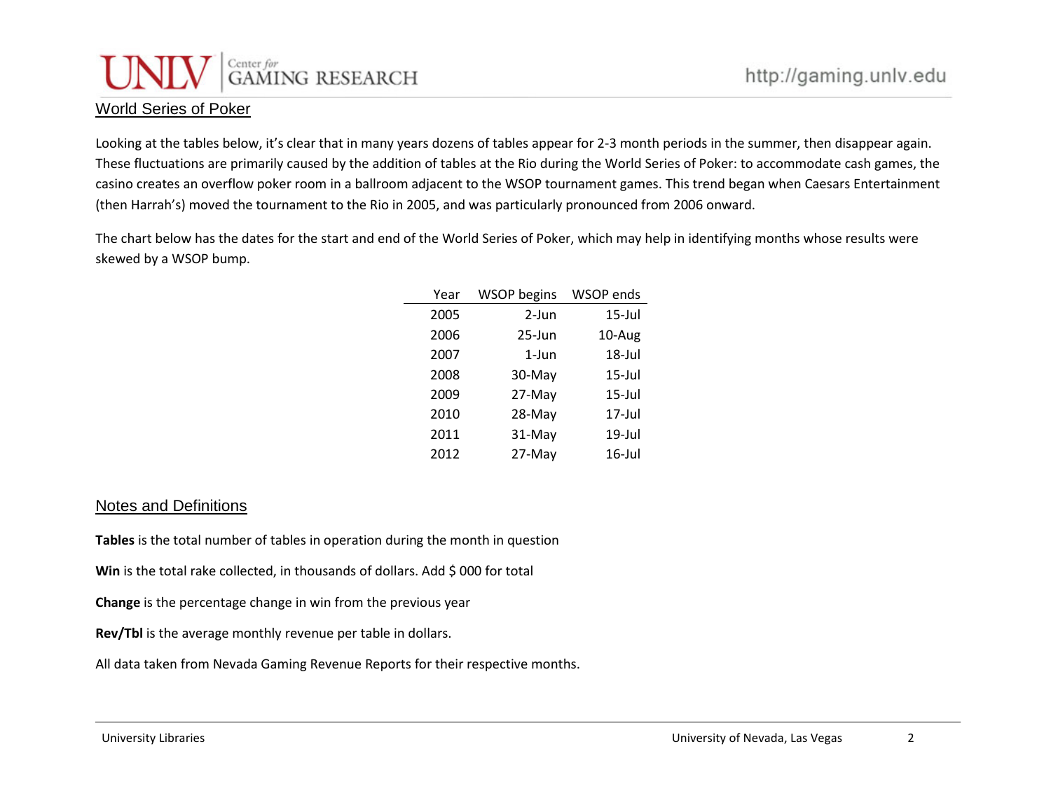## World Series of Poker

Looking at the tables below, it's clear that in many years dozens of tables appear for 2-3 month periods in the summer, then disappear again. These fluctuations are primarily caused by the addition of tables at the Rio during the World Series of Poker: to accommodate cash games, the casino creates an overflow poker room in a ballroom adjacent to the WSOP tournament games. This trend began when Caesars Entertainment (then Harrah's) moved the tournament to the Rio in 2005, and was particularly pronounced from 2006 onward.

The chart below has the dates for the start and end of the World Series of Poker, which may help in identifying months whose results were skewed by a WSOP bump.

| Year | WSOP begins | WSOP ends |
|---|---|---|
| 2005 | 2-Jun | 15-Jul |
| 2006 | 25-Jun | 10-Aug |
| 2007 | 1-Jun | 18-Jul |
| 2008 | 30-May | 15-Jul |
| 2009 | 27-May | 15-Jul |
| 2010 | 28-May | 17-Jul |
| 2011 | 31-May | 19-Jul |
| 2012 | 27-May | 16-Jul |

## Notes and Definitions

**Tables** is the total number of tables in operation during the month in question

**Win** is the total rake collected, in thousands of dollars. Add $ 000 for total

**Change** is the percentage change in win from the previous year

**Rev/Tbl** is the average monthly revenue per table in dollars.

All data taken from Nevada Gaming Revenue Reports for their respective months.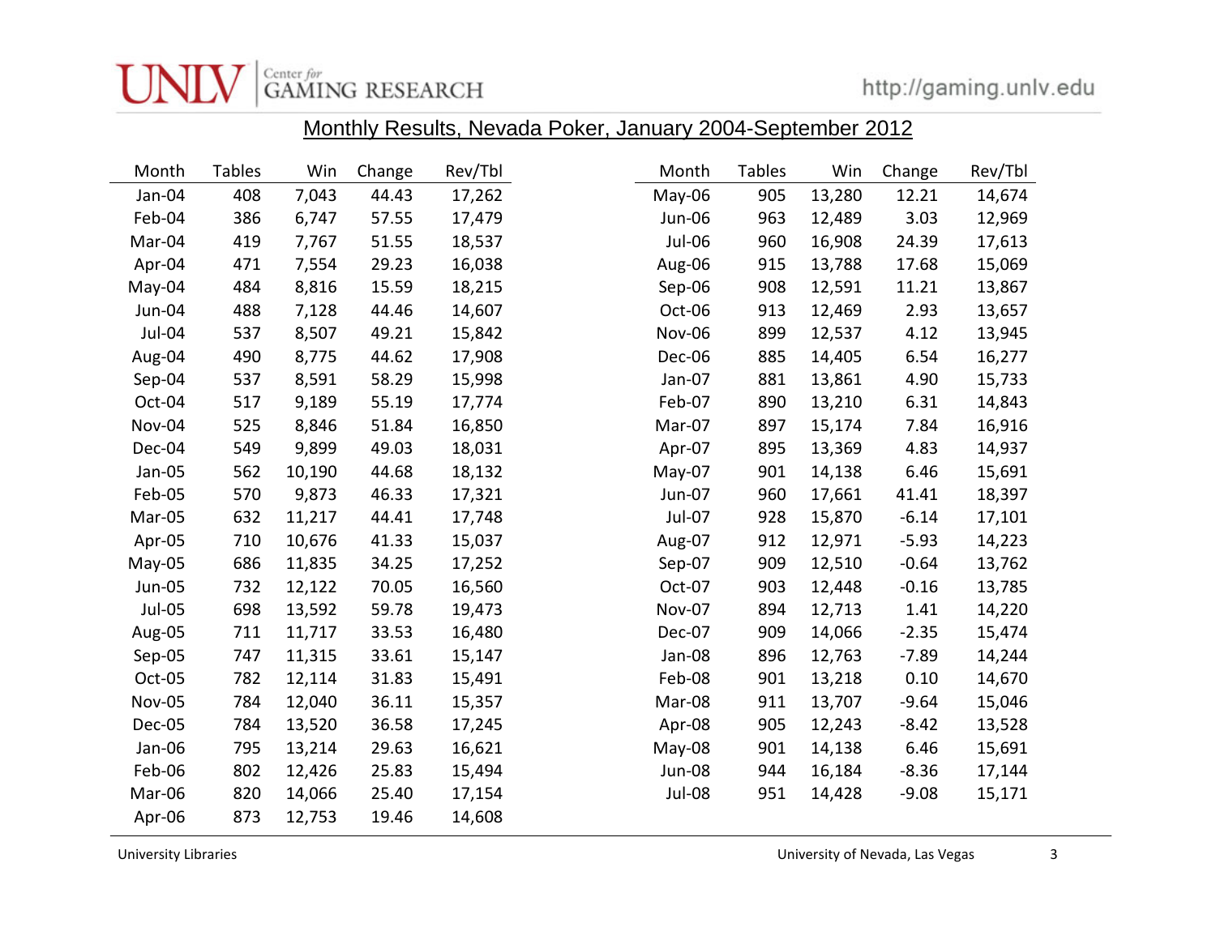## Monthly Results, Nevada Poker, January 2004-September 2012

| Month | Tables | Win | Change | Rev/Tbl |
|---|---|---|---|---|
| Jan-04 | 408 | 7,043 | 44.43 | 17,262 |
| Feb-04 | 386 | 6,747 | 57.55 | 17,479 |
| Mar-04 | 419 | 7,767 | 51.55 | 18,537 |
| Apr-04 | 471 | 7,554 | 29.23 | 16,038 |
| May-04 | 484 | 8,816 | 15.59 | 18,215 |
| Jun-04 | 488 | 7,128 | 44.46 | 14,607 |
| Jul-04 | 537 | 8,507 | 49.21 | 15,842 |
| Aug-04 | 490 | 8,775 | 44.62 | 17,908 |
| Sep-04 | 537 | 8,591 | 58.29 | 15,998 |
| Oct-04 | 517 | 9,189 | 55.19 | 17,774 |
| Nov-04 | 525 | 8,846 | 51.84 | 16,850 |
| Dec-04 | 549 | 9,899 | 49.03 | 18,031 |
| Jan-05 | 562 | 10,190 | 44.68 | 18,132 |
| Feb-05 | 570 | 9,873 | 46.33 | 17,321 |
| Mar-05 | 632 | 11,217 | 44.41 | 17,748 |
| Apr-05 | 710 | 10,676 | 41.33 | 15,037 |
| May-05 | 686 | 11,835 | 34.25 | 17,252 |
| Jun-05 | 732 | 12,122 | 70.05 | 16,560 |
| Jul-05 | 698 | 13,592 | 59.78 | 19,473 |
| Aug-05 | 711 | 11,717 | 33.53 | 16,480 |
| Sep-05 | 747 | 11,315 | 33.61 | 15,147 |
| Oct-05 | 782 | 12,114 | 31.83 | 15,491 |
| Nov-05 | 784 | 12,040 | 36.11 | 15,357 |
| Dec-05 | 784 | 13,520 | 36.58 | 17,245 |
| Jan-06 | 795 | 13,214 | 29.63 | 16,621 |
| Feb-06 | 802 | 12,426 | 25.83 | 15,494 |
| Mar-06 | 820 | 14,066 | 25.40 | 17,154 |
| Apr-06 | 873 | 12,753 | 19.46 | 14,608 |
| May-06 | 905 | 13,280 | 12.21 | 14,674 |
| Jun-06 | 963 | 12,489 | 3.03 | 12,969 |
| Jul-06 | 960 | 16,908 | 24.39 | 17,613 |
| Aug-06 | 915 | 13,788 | 17.68 | 15,069 |
| Sep-06 | 908 | 12,591 | 11.21 | 13,867 |
| Oct-06 | 913 | 12,469 | 2.93 | 13,657 |
| Nov-06 | 899 | 12,537 | 4.12 | 13,945 |
| Dec-06 | 885 | 14,405 | 6.54 | 16,277 |
| Jan-07 | 881 | 13,861 | 4.90 | 15,733 |
| Feb-07 | 890 | 13,210 | 6.31 | 14,843 |
| Mar-07 | 897 | 15,174 | 7.84 | 16,916 |
| Apr-07 | 895 | 13,369 | 4.83 | 14,937 |
| May-07 | 901 | 14,138 | 6.46 | 15,691 |
| Jun-07 | 960 | 17,661 | 41.41 | 18,397 |
| Jul-07 | 928 | 15,870 | -6.14 | 17,101 |
| Aug-07 | 912 | 12,971 | -5.93 | 14,223 |
| Sep-07 | 909 | 12,510 | -0.64 | 13,762 |
| Oct-07 | 903 | 12,448 | -0.16 | 13,785 |
| Nov-07 | 894 | 12,713 | 1.41 | 14,220 |
| Dec-07 | 909 | 14,066 | -2.35 | 15,474 |
| Jan-08 | 896 | 12,763 | -7.89 | 14,244 |
| Feb-08 | 901 | 13,218 | 0.10 | 14,670 |
| Mar-08 | 911 | 13,707 | -9.64 | 15,046 |
| Apr-08 | 905 | 12,243 | -8.42 | 13,528 |
| May-08 | 901 | 14,138 | 6.46 | 15,691 |
| Jun-08 | 944 | 16,184 | -8.36 | 17,144 |
| Jul-08 | 951 | 14,428 | -9.08 | 15,171 |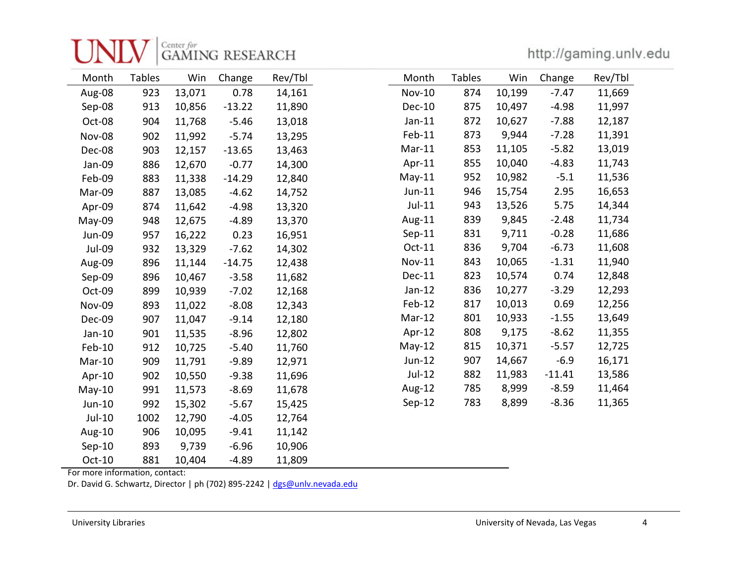| Month | Tables | Win | Change | Rev/Tbl |
|---|---|---|---|---|
| Aug-08 | 923 | 13,071 | 0.78 | 14,161 |
| Sep-08 | 913 | 10,856 | -13.22 | 11,890 |
| Oct-08 | 904 | 11,768 | -5.46 | 13,018 |
| Nov-08 | 902 | 11,992 | -5.74 | 13,295 |
| Dec-08 | 903 | 12,157 | -13.65 | 13,463 |
| Jan-09 | 886 | 12,670 | -0.77 | 14,300 |
| Feb-09 | 883 | 11,338 | -14.29 | 12,840 |
| Mar-09 | 887 | 13,085 | -4.62 | 14,752 |
| Apr-09 | 874 | 11,642 | -4.98 | 13,320 |
| May-09 | 948 | 12,675 | -4.89 | 13,370 |
| Jun-09 | 957 | 16,222 | 0.23 | 16,951 |
| Jul-09 | 932 | 13,329 | -7.62 | 14,302 |
| Aug-09 | 896 | 11,144 | -14.75 | 12,438 |
| Sep-09 | 896 | 10,467 | -3.58 | 11,682 |
| Oct-09 | 899 | 10,939 | -7.02 | 12,168 |
| Nov-09 | 893 | 11,022 | -8.08 | 12,343 |
| Dec-09 | 907 | 11,047 | -9.14 | 12,180 |
| Jan-10 | 901 | 11,535 | -8.96 | 12,802 |
| Feb-10 | 912 | 10,725 | -5.40 | 11,760 |
| Mar-10 | 909 | 11,791 | -9.89 | 12,971 |
| Apr-10 | 902 | 10,550 | -9.38 | 11,696 |
| May-10 | 991 | 11,573 | -8.69 | 11,678 |
| Jun-10 | 992 | 15,302 | -5.67 | 15,425 |
| Jul-10 | 1002 | 12,790 | -4.05 | 12,764 |
| Aug-10 | 906 | 10,095 | -9.41 | 11,142 |
| Sep-10 | 893 | 9,739 | -6.96 | 10,906 |
| Oct-10 | 881 | 10,404 | -4.89 | 11,809 |
| Nov-10 | 874 | 10,199 | -7.47 | 11,669 |
| Dec-10 | 875 | 10,497 | -4.98 | 11,997 |
| Jan-11 | 872 | 10,627 | -7.88 | 12,187 |
| Feb-11 | 873 | 9,944 | -7.28 | 11,391 |
| Mar-11 | 853 | 11,105 | -5.82 | 13,019 |
| Apr-11 | 855 | 10,040 | -4.83 | 11,743 |
| May-11 | 952 | 10,982 | -5.1 | 11,536 |
| Jun-11 | 946 | 15,754 | 2.95 | 16,653 |
| Jul-11 | 943 | 13,526 | 5.75 | 14,344 |
| Aug-11 | 839 | 9,845 | -2.48 | 11,734 |
| Sep-11 | 831 | 9,711 | -0.28 | 11,686 |
| Oct-11 | 836 | 9,704 | -6.73 | 11,608 |
| Nov-11 | 843 | 10,065 | -1.31 | 11,940 |
| Dec-11 | 823 | 10,574 | 0.74 | 12,848 |
| Jan-12 | 836 | 10,277 | -3.29 | 12,293 |
| Feb-12 | 817 | 10,013 | 0.69 | 12,256 |
| Mar-12 | 801 | 10,933 | -1.55 | 13,649 |
| Apr-12 | 808 | 9,175 | -8.62 | 11,355 |
| May-12 | 815 | 10,371 | -5.57 | 12,725 |
| Jun-12 | 907 | 14,667 | -6.9 | 16,171 |
| Jul-12 | 882 | 11,983 | -11.41 | 13,586 |
| Aug-12 | 785 | 8,999 | -8.59 | 11,464 |
| Sep-12 | 783 | 8,899 | -8.36 | 11,365 |

For more information, contact:

Dr. David G. Schwartz, Director | ph (702) 895-2242 | dgs@unlv.nevada.edu